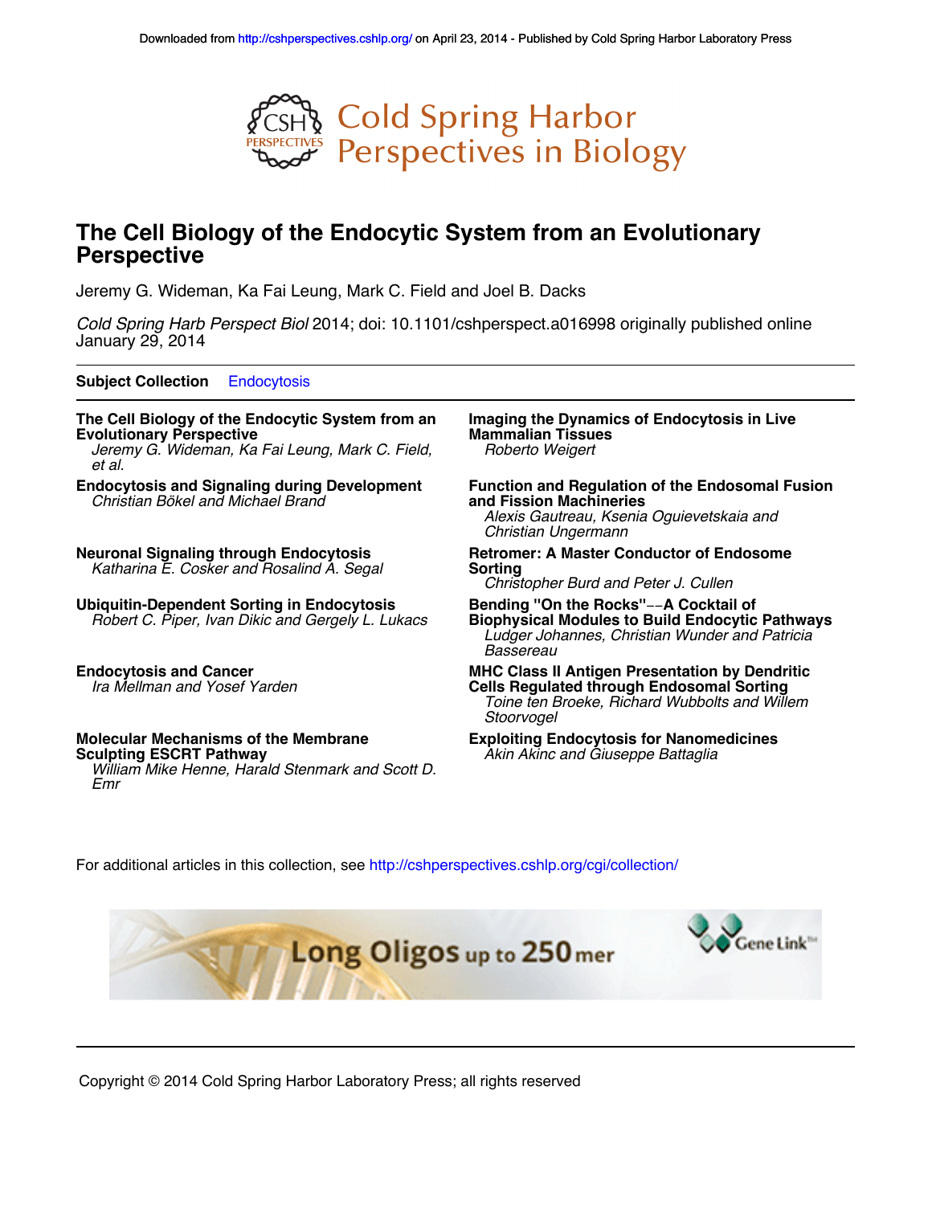Downloaded from http://cshperspectives.cshlp.org/ on April 23, 2014 - Published by Cold Spring Harbor Laboratory Press

Cold Spring Harbor Perspectives in Biology

# The Cell Biology of the Endocytic System from an Evolutionary Perspective

Jeremy G. Wideman, Ka Fai Leung, Mark C. Field and Joel B. Dacks

*Cold Spring Harb Perspect Biol* 2014; doi: 10.1101/cshperspect.a016998 originally published online January 29, 2014

**Subject Collection** Endocytosis

**The Cell Biology of the Endocytic System from an Evolutionary Perspective**
*Jeremy G. Wideman, Ka Fai Leung, Mark C. Field, et al.*

**Endocytosis and Signaling during Development**
*Christian Bökel and Michael Brand*

**Neuronal Signaling through Endocytosis**
*Katharina E. Cosker and Rosalind A. Segal*

**Ubiquitin-Dependent Sorting in Endocytosis**
*Robert C. Piper, Ivan Dikic and Gergely L. Lukacs*

**Endocytosis and Cancer**
*Ira Mellman and Yosef Yarden*

**Molecular Mechanisms of the Membrane Sculpting ESCRT Pathway**
*William Mike Henne, Harald Stenmark and Scott D. Emr*

**Imaging the Dynamics of Endocytosis in Live Mammalian Tissues**
*Roberto Weigert*

**Function and Regulation of the Endosomal Fusion and Fission Machineries**
*Alexis Gautreau, Ksenia Oguievetskaia and Christian Ungermann*

**Retromer: A Master Conductor of Endosome Sorting**
*Christopher Burd and Peter J. Cullen*

**Bending "On the Rocks"−−A Cocktail of Biophysical Modules to Build Endocytic Pathways**
*Ludger Johannes, Christian Wunder and Patricia Bassereau*

**MHC Class II Antigen Presentation by Dendritic Cells Regulated through Endosomal Sorting**
*Toine ten Broeke, Richard Wubbolts and Willem Stoorvogel*

**Exploiting Endocytosis for Nanomedicines**
*Akin Akinc and Giuseppe Battaglia*

For additional articles in this collection, see http://cshperspectives.cshlp.org/cgi/collection/

Long Oligos up to 250 mer — Gene Link

Copyright © 2014 Cold Spring Harbor Laboratory Press; all rights reserved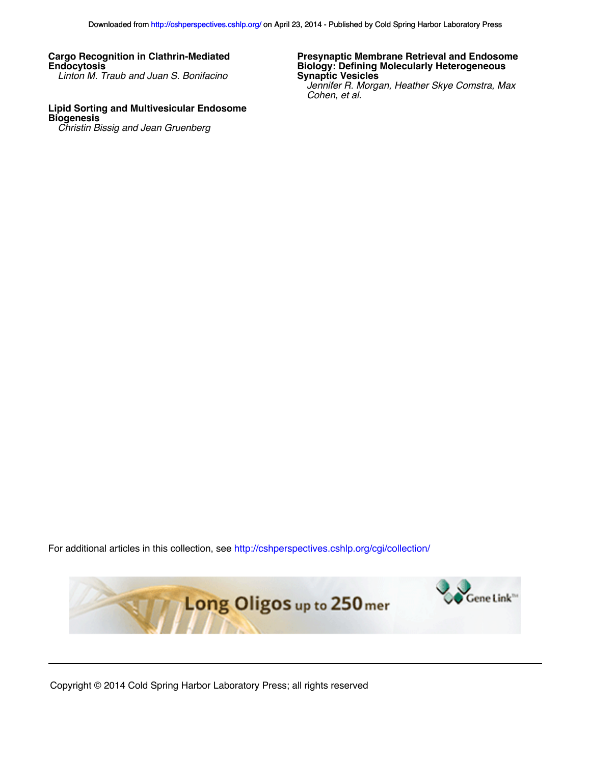**Cargo Recognition in Clathrin-Mediated Endocytosis**
*Linton M. Traub and Juan S. Bonifacino*

**Lipid Sorting and Multivesicular Endosome Biogenesis**
*Christin Bissig and Jean Gruenberg*

**Presynaptic Membrane Retrieval and Endosome Biology: Defining Molecularly Heterogeneous Synaptic Vesicles**
*Jennifer R. Morgan, Heather Skye Comstra, Max Cohen, et al.*

For additional articles in this collection, see http://cshperspectives.cshlp.org/cgi/collection/

Copyright © 2014 Cold Spring Harbor Laboratory Press; all rights reserved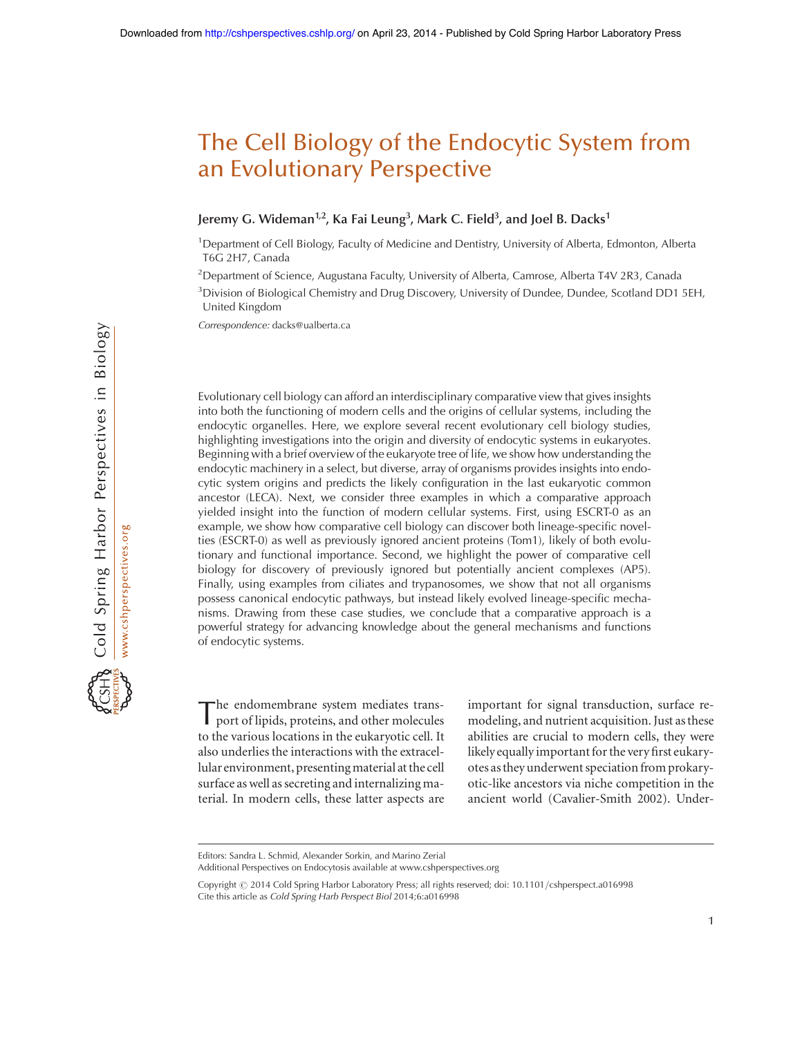# The Cell Biology of the Endocytic System from an Evolutionary Perspective

**Jeremy G. Wideman[1,2], Ka Fai Leung[3], Mark C. Field[3], and Joel B. Dacks[1]**

[1]Department of Cell Biology, Faculty of Medicine and Dentistry, University of Alberta, Edmonton, Alberta T6G 2H7, Canada

[2]Department of Science, Augustana Faculty, University of Alberta, Camrose, Alberta T4V 2R3, Canada

[3]Division of Biological Chemistry and Drug Discovery, University of Dundee, Dundee, Scotland DD1 5EH, United Kingdom

*Correspondence:* dacks@ualberta.ca

Evolutionary cell biology can afford an interdisciplinary comparative view that gives insights into both the functioning of modern cells and the origins of cellular systems, including the endocytic organelles. Here, we explore several recent evolutionary cell biology studies, highlighting investigations into the origin and diversity of endocytic systems in eukaryotes. Beginning with a brief overview of the eukaryote tree of life, we show how understanding the endocytic machinery in a select, but diverse, array of organisms provides insights into endocytic system origins and predicts the likely configuration in the last eukaryotic common ancestor (LECA). Next, we consider three examples in which a comparative approach yielded insight into the function of modern cellular systems. First, using ESCRT-0 as an example, we show how comparative cells biology can discover both lineage-specific novelties (ESCRT-0) as well as previously ignored ancient proteins (Tom1), likely of both evolutionary and functional importance. Second, we highlight the power of comparative cell biology for discovery of previously ignored but potentially ancient complexes (AP5). Finally, using examples from ciliates and trypanosomes, we show that not all organisms possess canonical endocytic pathways, but instead likely evolved lineage-specific mechanisms. Drawing from these case studies, we conclude that a comparative approach is a powerful strategy for advancing knowledge about the general mechanisms and functions of endocytic systems.

The endomembrane system mediates transport of lipids, proteins, and other molecules to the various locations in the eukaryotic cell. It also underlies the interactions with the extracellular environment, presenting material at the cell surface as well as secreting and internalizing material. In modern cells, these latter aspects are important for signal transduction, surface remodeling, and nutrient acquisition. Just as these abilities are crucial to modern cells, they were likely equally important for the very first eukaryotes as they underwent speciation from prokaryotic-like ancestors via niche competition in the ancient world (Cavalier-Smith 2002). Under-

Editors: Sandra L. Schmid, Alexander Sorkin, and Marino Zerial

Additional Perspectives on Endocytosis available at www.cshperspectives.org

Copyright © 2014 Cold Spring Harbor Laboratory Press; all rights reserved; doi: 10.1101/cshperspect.a016998

Cite this article as *Cold Spring Harb Perspect Biol* 2014;6:a016998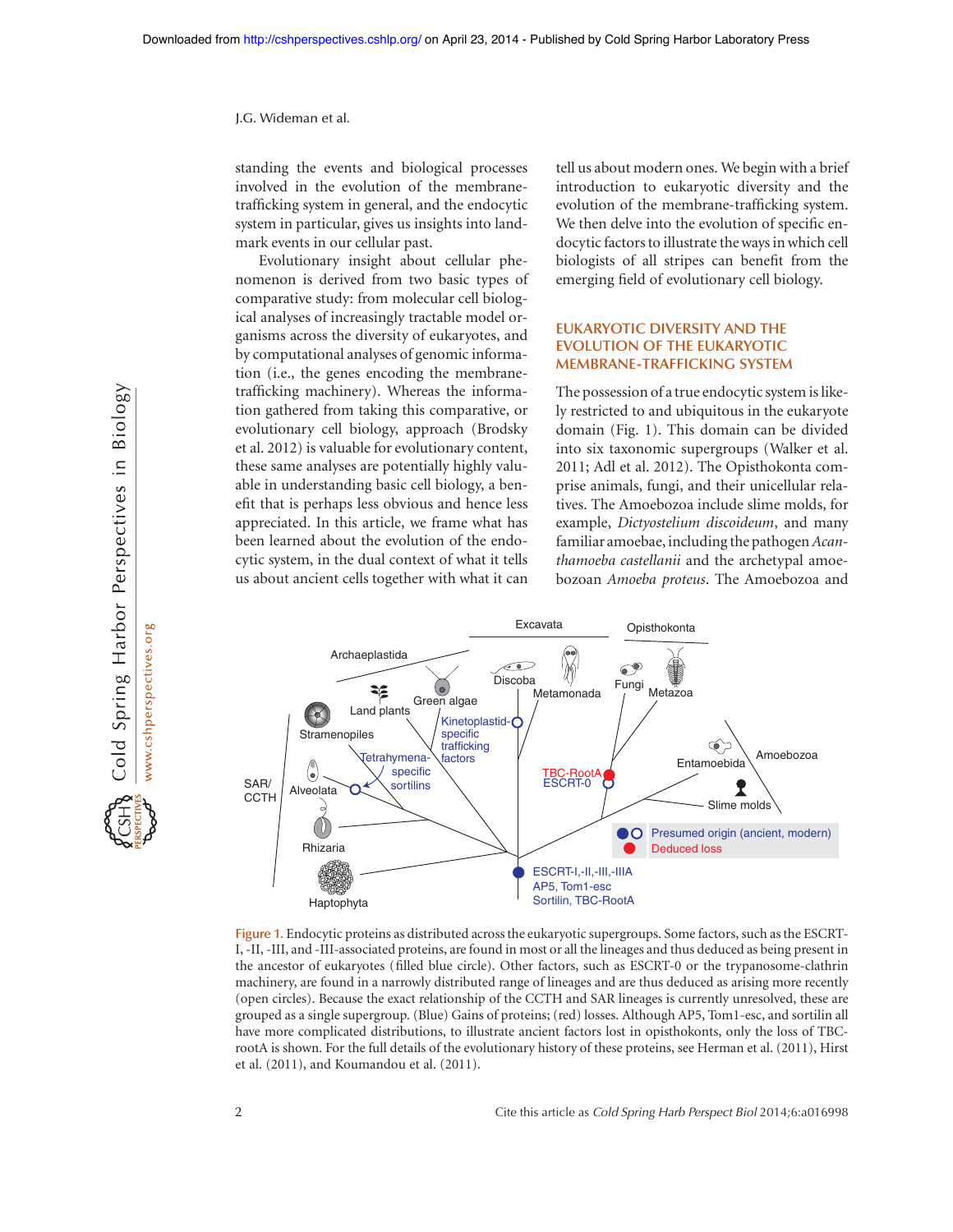standing the events and biological processes involved in the evolution of the membrane-trafficking system in general, and the endocytic system in particular, gives us insights into landmark events in our cellular past.

Evolutionary insight about cellular phenomenon is derived from two basic types of comparative study: from molecular cell biological analyses of increasingly tractable model organisms across the diversity of eukaryotes, and by computational analyses of genomic information (i.e., the genes encoding the membrane-trafficking machinery). Whereas the information gathered from taking this comparative, or evolutionary cell biology, approach (Brodsky et al. 2012) is valuable for evolutionary content, these same analyses are potentially highly valuable in understanding basic cell biology, a benefit that is perhaps less obvious and hence less appreciated. In this article, we frame what has been learned about the evolution of the endocytic system, in the dual context of what it tells us about ancient cells together with what it can tell us about modern ones. We begin with a brief introduction to eukaryotic diversity and the evolution of the membrane-trafficking system. We then delve into the evolution of specific endocytic factors to illustrate the ways in which cell biologists of all stripes can benefit from the emerging field of evolutionary cell biology.

## EUKARYOTIC DIVERSITY AND THE EVOLUTION OF THE EUKARYOTIC MEMBRANE-TRAFFICKING SYSTEM

The possession of a true endocytic system is likely restricted to and ubiquitous in the eukaryote domain (Fig. 1). This domain can be divided into six taxonomic supergroups (Walker et al. 2011; Adl et al. 2012). The Opisthokonta comprise animals, fungi, and their unicellular relatives. The Amoebozoa include slime molds, for example, *Dictyostelium discoideum*, and many familiar amoebae, including the pathogen *Acanthamoeba castellanii* and the archetypal amoebozoan *Amoeba proteus*. The Amoebozoa and

Figure 1. Endocytic proteins as distributed across the eukaryotic supergroups. Some factors, such as the ESCRT-I, -II, -III, and -III-associated proteins, are found in most or all the lineages and thus deduced as being present in the ancestor of eukaryotes (filled blue circle). Other factors, such as ESCRT-0 or the trypanosome-clathrin machinery, are found in a narrowly distributed range of lineages and are thus deduced as arising more recently (open circles). Because the exact relationship of the CCTH and SAR lineages is currently unresolved, these are grouped as a single supergroup. (Blue) Gains of proteins; (red) losses. Although AP5, Tom1-esc, and sortilin all have more complicated distributions, to illustrate ancient factors lost in opisthokonts, only the loss of TBC-rootA is shown. For the full details of the evolutionary history of these proteins, see Herman et al. (2011), Hirst et al. (2011), and Koumandou et al. (2011).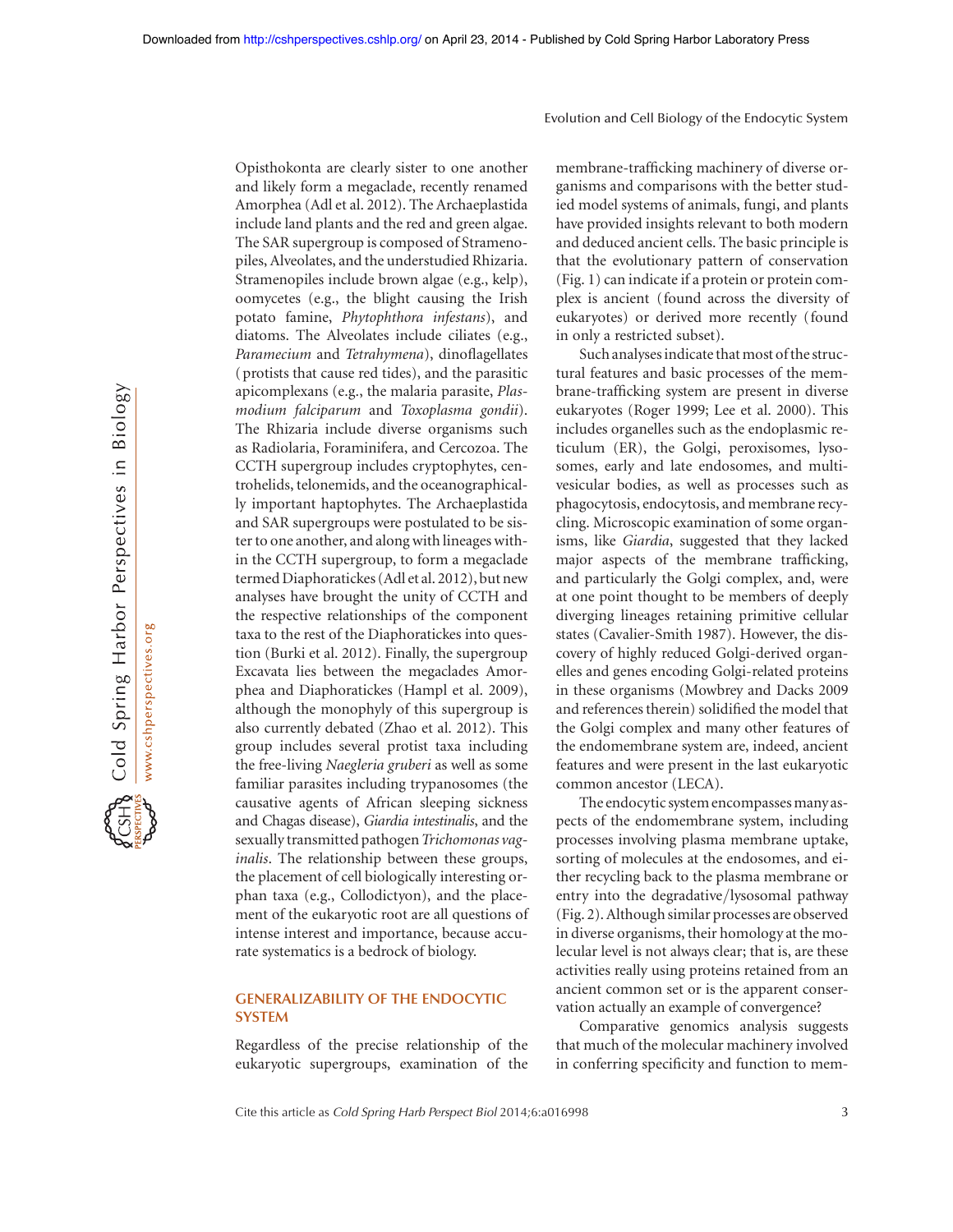Opisthokonta are clearly sister to one another and likely form a megaclade, recently renamed Amorphea (Adl et al. 2012). The Archaeplastida include land plants and the red and green algae. The SAR supergroup is composed of Stramenopiles, Alveolates, and the understudied Rhizaria. Stramenopiles include brown algae (e.g., kelp), oomycetes (e.g., the blight causing the Irish potato famine, *Phytophthora infestans*), and diatoms. The Alveolates include ciliates (e.g., *Paramecium* and *Tetrahymena*), dinoflagellates (protists that cause red tides), and the parasitic apicomplexans (e.g., the malaria parasite, *Plasmodium falciparum* and *Toxoplasma gondii*). The Rhizaria include diverse organisms such as Radiolaria, Foraminifera, and Cercozoa. The CCTH supergroup includes cryptophytes, centrohelids, telonemids, and the oceanographically important haptophytes. The Archaeplastida and SAR supergroups were postulated to be sister to one another, and along with lineages within the CCTH supergroup, to form a megaclade termed Diaphoratickes (Adl et al. 2012), but new analyses have brought the unity of CCTH and the respective relationships of the component taxa to the rest of the Diaphoratickes into question (Burki et al. 2012). Finally, the supergroup Excavata lies between the megaclades Amorphea and Diaphoratickes (Hampl et al. 2009), although the monophyly of this supergroup is also currently debated (Zhao et al. 2012). This group includes several protist taxa including the free-living *Naegleria gruberi* as well as some familiar parasites including trypanosomes (the causative agents of African sleeping sickness and Chagas disease), *Giardia intestinalis*, and the sexually transmitted pathogen *Trichomonas vaginalis*. The relationship between these groups, the placement of cell biologically interesting orphan taxa (e.g., Collodictyon), and the placement of the eukaryotic root are all questions of intense interest and importance, because accurate systematics is a bedrock of biology.

## GENERALIZABILITY OF THE ENDOCYTIC SYSTEM

Regardless of the precise relationship of the eukaryotic supergroups, examination of the membrane-trafficking machinery of diverse organisms and comparisons with the better studied model systems of animals, fungi, and plants have provided insights relevant to both modern and deduced ancient cells. The basic principle is that the evolutionary pattern of conservation (Fig. 1) can indicate if a protein or protein complex is ancient (found across the diversity of eukaryotes) or derived more recently (found in only a restricted subset).

Such analyses indicate that most of the structural features and basic processes of the membrane-trafficking system are present in diverse eukaryotes (Roger 1999; Lee et al. 2000). This includes organelles such as the endoplasmic reticulum (ER), the Golgi, peroxisomes, lysosomes, early and late endosomes, and multivesicular bodies, as well as processes such as phagocytosis, endocytosis, and membrane recycling. Microscopic examination of some organisms, like *Giardia*, suggested that they lacked major aspects of the membrane trafficking, and particularly the Golgi complex, and, were at one point thought to be members of deeply diverging lineages retaining primitive cellular states (Cavalier-Smith 1987). However, the discovery of highly reduced Golgi-derived organelles and genes encoding Golgi-related proteins in these organisms (Mowbrey and Dacks 2009 and references therein) solidified the model that the Golgi complex and many other features of the endomembrane system are, indeed, ancient features and were present in the last eukaryotic common ancestor (LECA).

The endocytic system encompasses many aspects of the endomembrane system, including processes involving plasma membrane uptake, sorting of molecules at the endosomes, and either recycling back to the plasma membrane or entry into the degradative/lysosomal pathway (Fig. 2). Although similar processes are observed in diverse organisms, their homology at the molecular level is not always clear; that is, are these activities really using proteins retained from an ancient common set or is the apparent conservation actually an example of convergence?

Comparative genomics analysis suggests that much of the molecular machinery involved in conferring specificity and function to mem-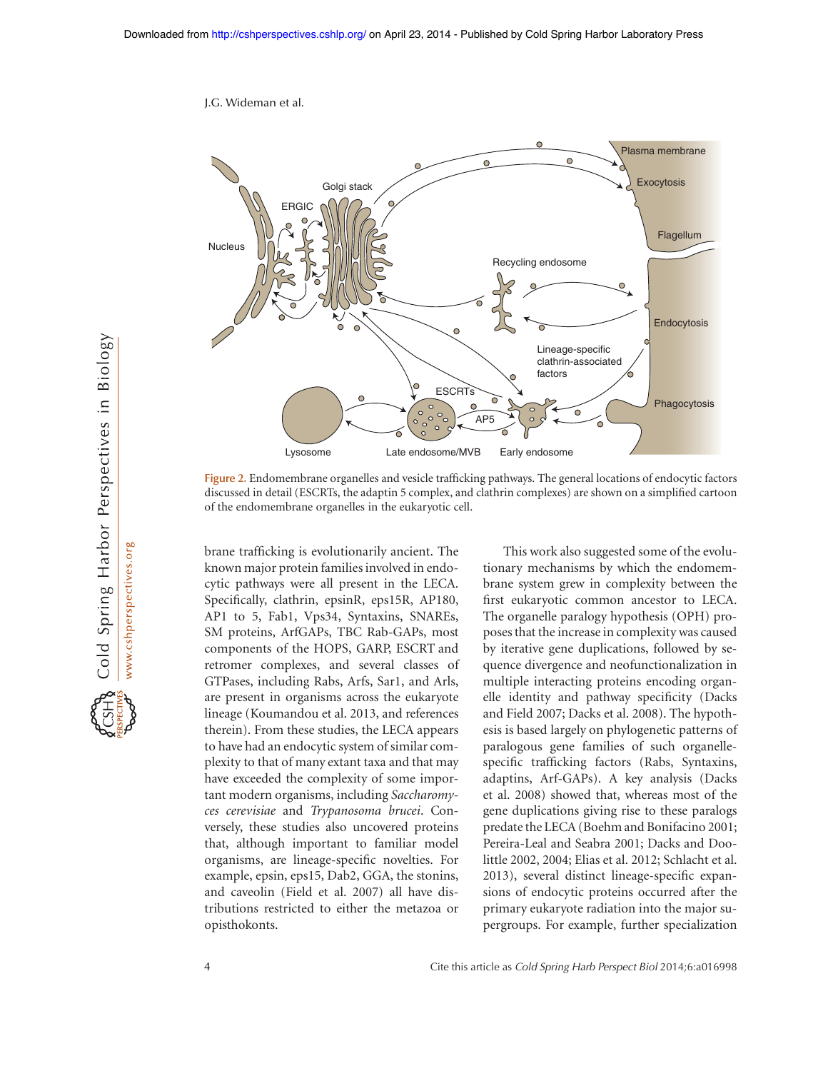Figure 2. Endomembrane organelles and vesicle trafficking pathways. The general locations of endocytic factors discussed in detail (ESCRTs, the adaptin 5 complex, and clathrin complexes) are shown on a simplified cartoon of the endomembrane organelles in the eukaryotic cell.

brane trafficking is evolutionarily ancient. The known major protein families involved in endocytic pathways were all present in the LECA. Specifically, clathrin, epsinR, eps15R, AP180, AP1 to 5, Fab1, Vps34, Syntaxins, SNAREs, SM proteins, ArfGAPs, TBC Rab-GAPs, most components of the HOPS, GARP, ESCRT and retromer complexes, and several classes of GTPases, including Rabs, Arfs, Sar1, and Arls, are present in organisms across the eukaryote lineage (Koumandou et al. 2013, and references therein). From these studies, the LECA appears to have had an endocytic system of similar complexity to that of many extant taxa and that may have exceeded the complexity of some important modern organisms, including *Saccharomyces cerevisiae* and *Trypanosoma brucei*. Conversely, these studies also uncovered proteins that, although important to familiar model organisms, are lineage-specific novelties. For example, epsin, eps15, Dab2, GGA, the stonins, and caveolin (Field et al. 2007) all have distributions restricted to either the metazoa or opisthokonts.

This work also suggested some of the evolutionary mechanisms by which the endomembrane system grew in complexity between the first eukaryotic common ancestor to LECA. The organelle paralogy hypothesis (OPH) proposes that the increase in complexity was caused by iterative gene duplications, followed by sequence divergence and neofunctionalization in multiple interacting proteins encoding organelle identity and pathway specificity (Dacks and Field 2007; Dacks et al. 2008). The hypothesis is based largely on phylogenetic patterns of paralogous gene families of such organelle-specific trafficking factors (Rabs, Syntaxins, adaptins, Arf-GAPs). A key analysis (Dacks et al. 2008) showed that, whereas most of the gene duplications giving rise to these paralogs predate the LECA (Boehm and Bonifacino 2001; Pereira-Leal and Seabra 2001; Dacks and Doolittle 2002, 2004; Elias et al. 2012; Schlacht et al. 2013), several distinct lineage-specific expansions of endocytic proteins occurred after the primary eukaryote radiation into the major supergroups. For example, further specialization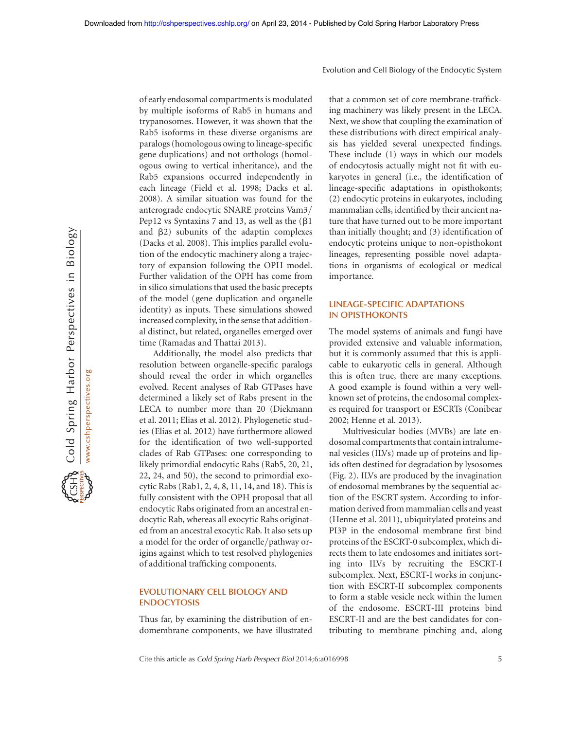of early endosomal compartments is modulated by multiple isoforms of Rab5 in humans and trypanosomes. However, it was shown that the Rab5 isoforms in these diverse organisms are paralogs (homologous owing to lineage-specific gene duplications) and not orthologs (homologous owing to vertical inheritance), and the Rab5 expansions occurred independently in each lineage (Field et al. 1998; Dacks et al. 2008). A similar situation was found for the anterograde endocytic SNARE proteins Vam3/Pep12 vs Syntaxins 7 and 13, as well as the (β1 and β2) subunits of the adaptin complexes (Dacks et al. 2008). This implies parallel evolution of the endocytic machinery along a trajectory of expansion following the OPH model. Further validation of the OPH has come from in silico simulations that used the basic precepts of the model (gene duplication and organelle identity) as inputs. These simulations showed increased complexity, in the sense that additional distinct, but related, organelles emerged over time (Ramadas and Thattai 2013).

Additionally, the model also predicts that resolution between organelle-specific paralogs should reveal the order in which organelles evolved. Recent analyses of Rab GTPases have determined a likely set of Rabs present in the LECA to number more than 20 (Diekmann et al. 2011; Elias et al. 2012). Phylogenetic studies (Elias et al. 2012) have furthermore allowed for the identification of two well-supported clades of Rab GTPases: one corresponding to likely primordial endocytic Rabs (Rab5, 20, 21, 22, 24, and 50), the second to primordial exocytic Rabs (Rab1, 2, 4, 8, 11, 14, and 18). This is fully consistent with the OPH proposal that all endocytic Rabs originated from an ancestral endocytic Rab, whereas all exocytic Rabs originated from an ancestral exocytic Rab. It also sets up a model for the order of organelle/pathway origins against which to test resolved phylogenies of additional trafficking components.

## EVOLUTIONARY CELL BIOLOGY AND ENDOCYTOSIS

Thus far, by examining the distribution of endomembrane components, we have illustrated that a common set of core membrane-trafficking machinery was likely present in the LECA. Next, we show that coupling the examination of these distributions with direct empirical analysis has yielded several unexpected findings. These include (1) ways in which our models of endocytosis actually might not fit with eukaryotes in general (i.e., the identification of lineage-specific adaptations in opisthokonts; (2) endocytic proteins in eukaryotes, including mammalian cells, identified by their ancient nature that have turned out to be more important than initially thought; and (3) identification of endocytic proteins unique to non-opisthokont lineages, representing possible novel adaptations in organisms of ecological or medical importance.

## LINEAGE-SPECIFIC ADAPTATIONS IN OPISTHOKONTS

The model systems of animals and fungi have provided extensive and valuable information, but it is commonly assumed that this is applicable to eukaryotic cells in general. Although this is often true, there are many exceptions. A good example is found within a very well-known set of proteins, the endosomal complexes required for transport or ESCRTs (Conibear 2002; Henne et al. 2013).

Multivesicular bodies (MVBs) are late endosomal compartments that contain intralumenal vesicles (ILVs) made up of proteins and lipids often destined for degradation by lysosomes (Fig. 2). ILVs are produced by the invagination of endosomal membranes by the sequential action of the ESCRT system. According to information derived from mammalian cells and yeast (Henne et al. 2011), ubiquitylated proteins and PI3P in the endosomal membrane first bind proteins of the ESCRT-0 subcomplex, which directs them to late endosomes and initiates sorting into ILVs by recruiting the ESCRT-I subcomplex. Next, ESCRT-I works in conjunction with ESCRT-II subcomplex components to form a stable vesicle neck within the lumen of the endosome. ESCRT-III proteins bind ESCRT-II and are the best candidates for contributing to membrane pinching and, along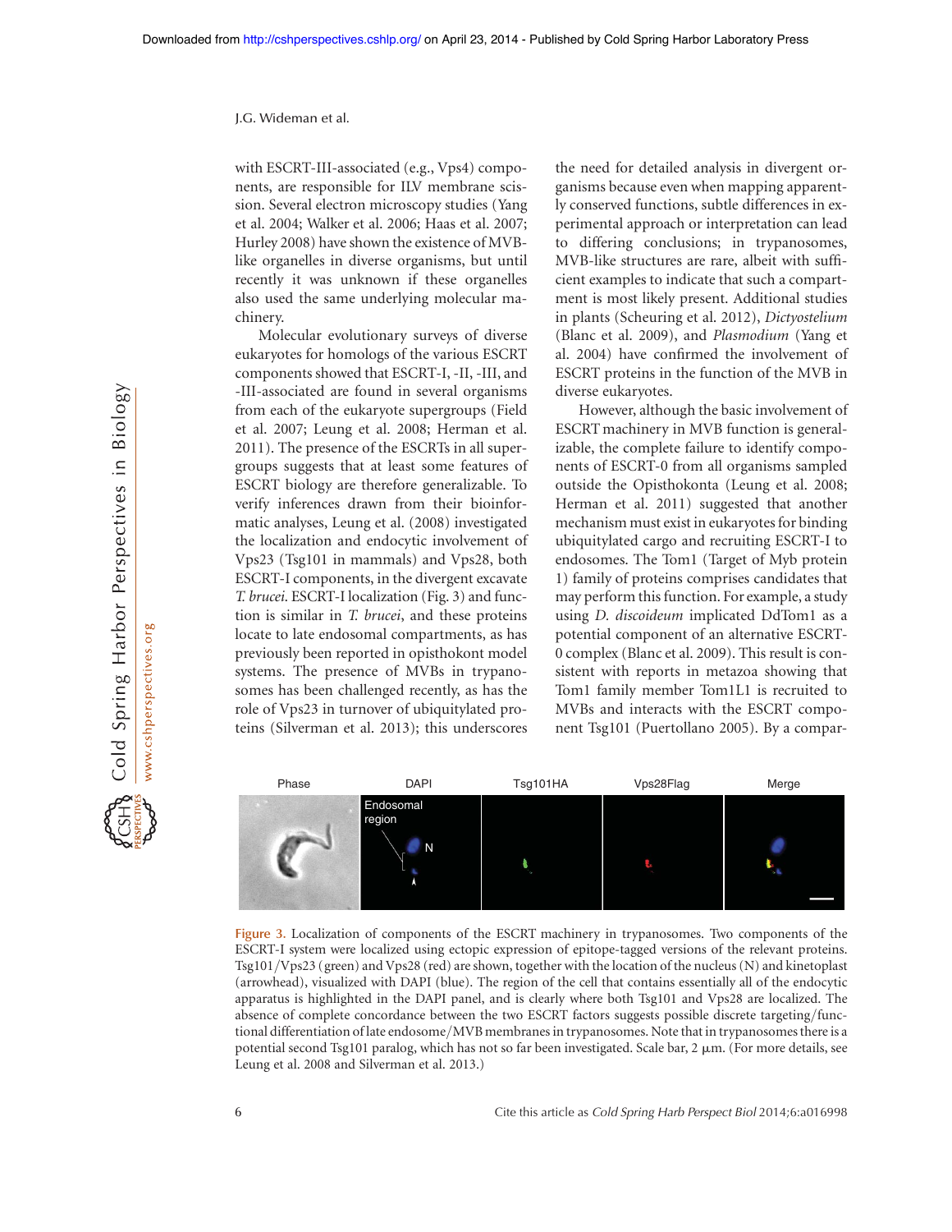with ESCRT-III-associated (e.g., Vps4) components, are responsible for ILV membrane scission. Several electron microscopy studies (Yang et al. 2004; Walker et al. 2006; Haas et al. 2007; Hurley 2008) have shown the existence of MVB-like organelles in diverse organisms, but until recently it was unknown if these organelles also used the same underlying molecular machinery.

Molecular evolutionary surveys of diverse eukaryotes for homologs of the various ESCRT components showed that ESCRT-I, -II, -III, and -III-associated are found in several organisms from each of the eukaryote supergroups (Field et al. 2007; Leung et al. 2008; Herman et al. 2011). The presence of the ESCRTs in all supergroups suggests that at least some features of ESCRT biology are therefore generalizable. To verify inferences drawn from their bioinformatic analyses, Leung et al. (2008) investigated the localization and endocytic involvement of Vps23 (Tsg101 in mammals) and Vps28, both ESCRT-I components, in the divergent excavate *T. brucei*. ESCRT-I localization (Fig. 3) and function is similar in *T. brucei*, and these proteins locate to late endosomal compartments, as has previously been reported in opisthokont model systems. The presence of MVBs in trypanosomes has been challenged recently, as has the role of Vps23 in turnover of ubiquitylated proteins (Silverman et al. 2013); this underscores the need for detailed analysis in divergent organisms because even when mapping apparently conserved functions, subtle differences in experimental approach or interpretation can lead to differing conclusions; in trypanosomes, MVB-like structures are rare, albeit with sufficient examples to indicate that such a compartment is most likely present. Additional studies in plants (Scheuring et al. 2012), *Dictyostelium* (Blanc et al. 2009), and *Plasmodium* (Yang et al. 2004) have confirmed the involvement of ESCRT proteins in the function of the MVB in diverse eukaryotes.

However, although the basic involvement of ESCRT machinery in MVB function is generalizable, the complete failure to identify components of ESCRT-0 from all organisms sampled outside the Opisthokonta (Leung et al. 2008; Herman et al. 2011) suggested that another mechanism must exist in eukaryotes for binding ubiquitylated cargo and recruiting ESCRT-I to endosomes. The Tom1 (Target of Myb protein 1) family of proteins comprises candidates that may perform this function. For example, a study using *D. discoideum* implicated DdTom1 as a potential component of an alternative ESCRT-0 complex (Blanc et al. 2009). This result is consistent with reports in metazoa showing that Tom1 family member Tom1L1 is recruited to MVBs and interacts with the ESCRT component Tsg101 (Puertollano 2005). By a compar-

Figure 3. Localization of components of the ESCRT machinery in trypanosomes. Two components of the ESCRT-I system were localized using ectopic expression of epitope-tagged versions of the relevant proteins. Tsg101/Vps23 (green) and Vps28 (red) are shown, together with the location of the nucleus (N) and kinetoplast (arrowhead), visualized with DAPI (blue). The region of the cell that contains essentially all of the endocytic apparatus is highlighted in the DAPI panel, and is clearly where both Tsg101 and Vps28 are localized. The absence of complete concordance between the two ESCRT factors suggests possible discrete targeting/functional differentiation of late endosome/MVB membranes in trypanosomes. Note that in trypanosomes there is a potential second Tsg101 paralog, which has not so far been investigated. Scale bar, 2 µm. (For more details, see Leung et al. 2008 and Silverman et al. 2013.)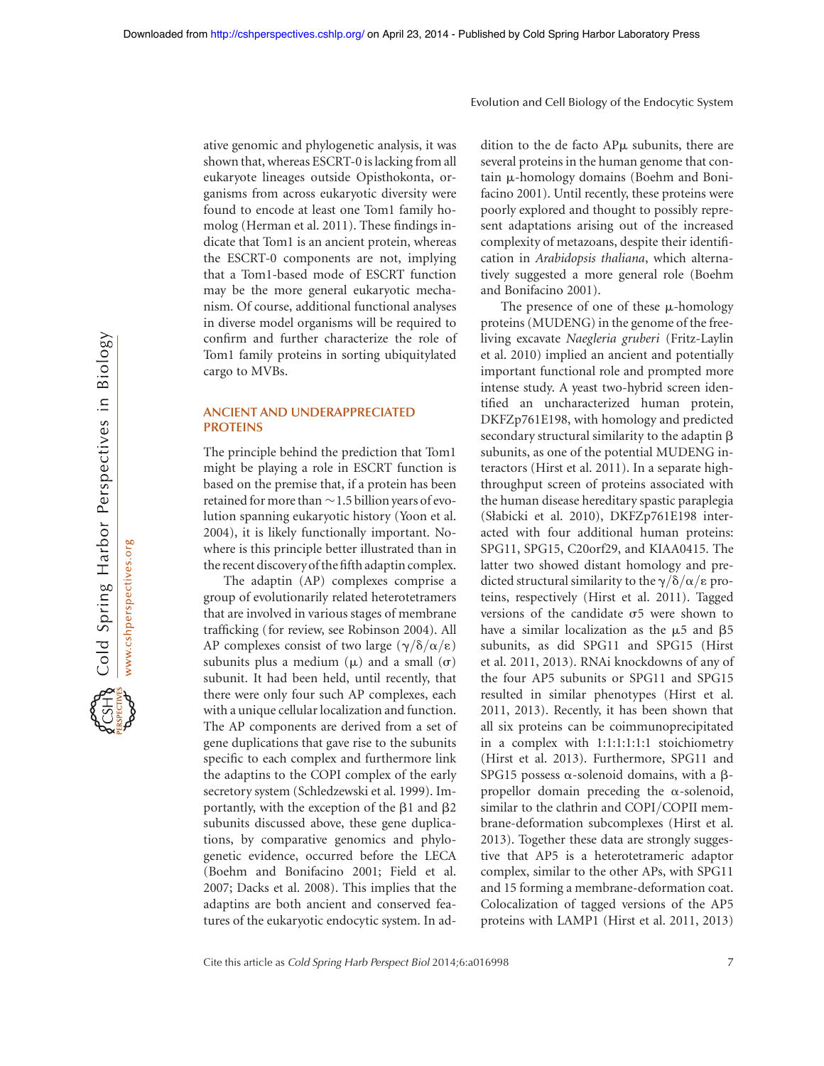ative genomic and phylogenetic analysis, it was shown that, whereas ESCRT-0 is lacking from all eukaryote lineages outside Opisthokonta, organisms from across eukaryotic diversity were found to encode at least one Tom1 family homolog (Herman et al. 2011). These findings indicate that Tom1 is an ancient protein, whereas the ESCRT-0 components are not, implying that a Tom1-based mode of ESCRT function may be the more general eukaryotic mechanism. Of course, additional functional analyses in diverse model organisms will be required to confirm and further characterize the role of Tom1 family proteins in sorting ubiquitylated cargo to MVBs.

## ANCIENT AND UNDERAPPRECIATED PROTEINS

The principle behind the prediction that Tom1 might be playing a role in ESCRT function is based on the premise that, if a protein has been retained for more than ~1.5 billion years of evolution spanning eukaryotic history (Yoon et al. 2004), it is likely functionally important. Nowhere is this principle better illustrated than in the recent discovery of the fifth adaptin complex.

The adaptin (AP) complexes comprise a group of evolutionarily related heterotetramers that are involved in various stages of membrane trafficking (for review, see Robinson 2004). All AP complexes consist of two large ($\gamma/\delta/\alpha/\varepsilon$) subunits plus a medium ($\mu$) and a small ($\sigma$) subunit. It had been held, until recently, that there were only four such AP complexes, each with a unique cellular localization and function. The AP components are derived from a set of gene duplications that gave rise to the subunits specific to each complex and furthermore link the adaptins to the COPI complex of the early secretory system (Schledzewski et al. 1999). Importantly, with the exception of the $\beta1$ and $\beta2$ subunits discussed above, these gene duplications, by comparative genomics and phylogenetic evidence, occurred before the LECA (Boehm and Bonifacino 2001; Field et al. 2007; Dacks et al. 2008). This implies that the adaptins are both ancient and conserved features of the eukaryotic endocytic system. In addition to the de facto AP$\mu$ subunits, there are several proteins in the human genome that contain $\mu$-homology domains (Boehm and Bonifacino 2001). Until recently, these proteins were poorly explored and thought to possibly represent adaptations arising out of the increased complexity of metazoans, despite their identification in *Arabidopsis thaliana*, which alternatively suggested a more general role (Boehm and Bonifacino 2001).

The presence of one of these $\mu$-homology proteins (MUDENG) in the genome of the free-living excavate *Naegleria gruberi* (Fritz-Laylin et al. 2010) implied an ancient and potentially important functional role and prompted more intense study. A yeast two-hybrid screen identified an uncharacterized human protein, DKFZp761E198, with homology and predicted secondary structural similarity to the adaptin $\beta$ subunits, as one of the potential MUDENG interactors (Hirst et al. 2011). In a separate high-throughput screen of proteins associated with the human disease hereditary spastic paraplegia (Słabicki et al. 2010), DKFZp761E198 interacted with four additional human proteins: SPG11, SPG15, C20orf29, and KIAA0415. The latter two showed distant homology and predicted structural similarity to the $\gamma/\delta/\alpha/\varepsilon$ proteins, respectively (Hirst et al. 2011). Tagged versions of the candidate $\sigma5$ were shown to have a similar localization as the $\mu5$ and $\beta5$ subunits, as did SPG11 and SPG15 (Hirst et al. 2011, 2013). RNAi knockdowns of any of the four AP5 subunits or SPG11 and SPG15 resulted in similar phenotypes (Hirst et al. 2011, 2013). Recently, it has been shown that all six proteins can be coimmunoprecipitated in a complex with 1:1:1:1:1:1 stoichiometry (Hirst et al. 2013). Furthermore, SPG11 and SPG15 possess $\alpha$-solenoid domains, with a $\beta$-propellor domain preceding the $\alpha$-solenoid, similar to the clathrin and COPI/COPII membrane-deformation subcomplexes (Hirst et al. 2013). Together these data are strongly suggestive that AP5 is a heterotetrameric adaptor complex, similar to the other APs, with SPG11 and 15 forming a membrane-deformation coat. Colocalization of tagged versions of the AP5 proteins with LAMP1 (Hirst et al. 2011, 2013)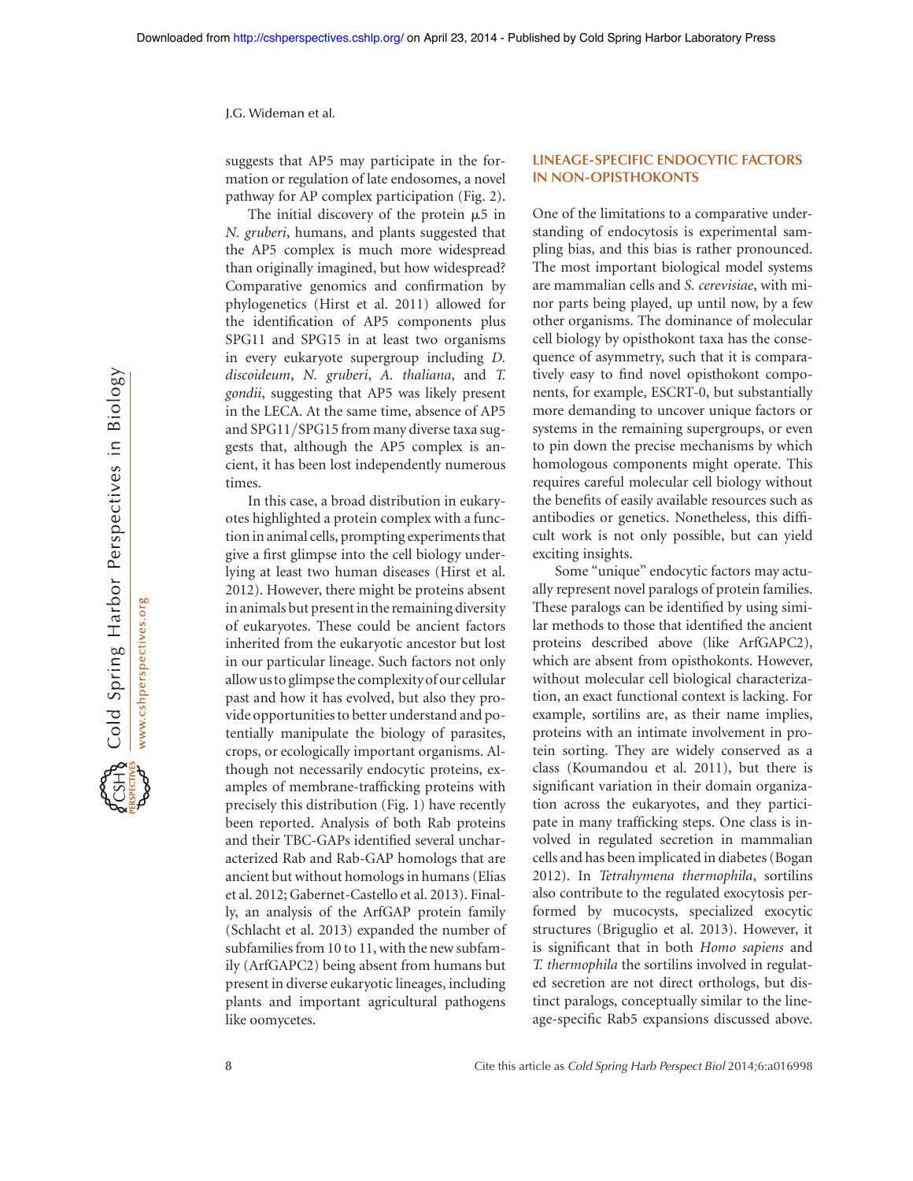suggests that AP5 may participate in the formation or regulation of late endosomes, a novel pathway for AP complex participation (Fig. 2).

The initial discovery of the protein μ5 in *N. gruberi*, humans, and plants suggested that the AP5 complex is much more widespread than originally imagined, but how widespread? Comparative genomics and confirmation by phylogenetics (Hirst et al. 2011) allowed for the identification of AP5 components plus SPG11 and SPG15 in at least two organisms in every eukaryote supergroup including *D. discoideum*, *N. gruberi*, *A. thaliana*, and *T. gondii*, suggesting that AP5 was likely present in the LECA. At the same time, absence of AP5 and SPG11/SPG15 from many diverse taxa suggests that, although the AP5 complex is ancient, it has been lost independently numerous times.

In this case, a broad distribution in eukaryotes highlighted a protein complex with a function in animal cells, prompting experiments that give a first glimpse into the cell biology underlying at least two human diseases (Hirst et al. 2012). However, there might be proteins absent in animals but present in the remaining diversity of eukaryotes. These could be ancient factors inherited from the eukaryotic ancestor but lost in our particular lineage. Such factors not only allow us to glimpse the complexity of our cellular past and how it has evolved, but also they provide opportunities to better understand and potentially manipulate the biology of parasites, crops, or ecologically important organisms. Although not necessarily endocytic proteins, examples of membrane-trafficking proteins with precisely this distribution (Fig. 1) have recently been reported. Analysis of both Rab proteins and their TBC-GAPs identified several uncharacterized Rab and Rab-GAP homologs that are ancient but without homologs in humans (Elias et al. 2012; Gabernet-Castello et al. 2013). Finally, an analysis of the ArfGAP protein family (Schlacht et al. 2013) expanded the number of subfamilies from 10 to 11, with the new subfamily (ArfGAPC2) being absent from humans but present in diverse eukaryotic lineages, including plants and important agricultural pathogens like oomycetes.

## LINEAGE-SPECIFIC ENDOCYTIC FACTORS IN NON-OPISTHOKONTS

One of the limitations to a comparative understanding of endocytosis is experimental sampling bias, and this bias is rather pronounced. The most important biological model systems are mammalian cells and *S. cerevisiae*, with minor parts being played, up until now, by a few other organisms. The dominance of molecular cell biology by opisthokont taxa has the consequence of asymmetry, such that it is comparatively easy to find novel opisthokont components, for example, ESCRT-0, but substantially more demanding to uncover unique factors or systems in the remaining supergroups, or even to pin down the precise mechanisms by which homologous components might operate. This requires careful molecular cell biology without the benefits of easily available resources such as antibodies or genetics. Nonetheless, this difficult work is not only possible, but can yield exciting insights.

Some "unique" endocytic factors may actually represent novel paralogs of protein families. These paralogs can be identified by using similar methods to those that identified the ancient proteins described above (like ArfGAPC2), which are absent from opisthokonts. However, without molecular cell biological characterization, an exact functional context is lacking. For example, sortilins are, as their name implies, proteins with an intimate involvement in protein sorting. They are widely conserved as a class (Koumandou et al. 2011), but there is significant variation in their domain organization across the eukaryotes, and they participate in many trafficking steps. One class is involved in regulated secretion in mammalian cells and has been implicated in diabetes (Bogan 2012). In *Tetrahymena thermophila*, sortilins also contribute to the regulated exocytosis performed by mucocysts, specialized exocytic structures (Briguglio et al. 2013). However, it is significant that in both *Homo sapiens* and *T. thermophila* the sortilins involved in regulated secretion are not direct orthologs, but distinct paralogs, conceptually similar to the lineage-specific Rab5 expansions discussed above.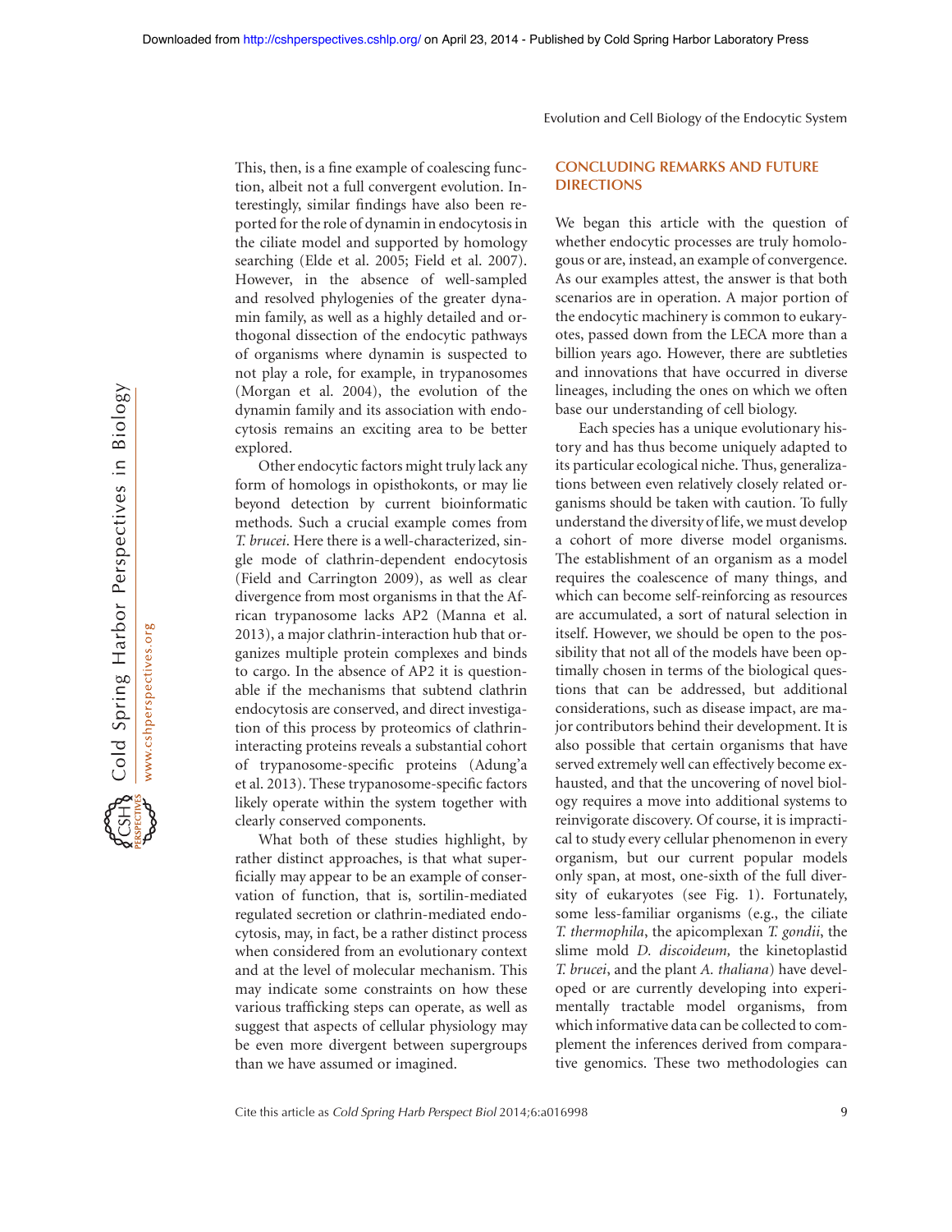This, then, is a fine example of coalescing function, albeit not a full convergent evolution. Interestingly, similar findings have also been reported for the role of dynamin in endocytosis in the ciliate model and supported by homology searching (Elde et al. 2005; Field et al. 2007). However, in the absence of well-sampled and resolved phylogenies of the greater dynamin family, as well as a highly detailed and orthogonal dissection of the endocytic pathways of organisms where dynamin is suspected to not play a role, for example, in trypanosomes (Morgan et al. 2004), the evolution of the dynamin family and its association with endocytosis remains an exciting area to be better explored.

Other endocytic factors might truly lack any form of homologs in opisthokonts, or may lie beyond detection by current bioinformatic methods. Such a crucial example comes from *T. brucei*. Here there is a well-characterized, single mode of clathrin-dependent endocytosis (Field and Carrington 2009), as well as clear divergence from most organisms in that the African trypanosome lacks AP2 (Manna et al. 2013), a major clathrin-interaction hub that organizes multiple protein complexes and binds to cargo. In the absence of AP2 it is questionable if the mechanisms that subtend clathrin endocytosis are conserved, and direct investigation of this process by proteomics of clathrin-interacting proteins reveals a substantial cohort of trypanosome-specific proteins (Adung'a et al. 2013). These trypanosome-specific factors likely operate within the system together with clearly conserved components.

What both of these studies highlight, by rather distinct approaches, is that what superficially may appear to be an example of conservation of function, that is, sortilin-mediated regulated secretion or clathrin-mediated endocytosis, may, in fact, be a rather distinct process when considered from an evolutionary context and at the level of molecular mechanism. This may indicate some constraints on how these various trafficking steps can operate, as well as suggest that aspects of cellular physiology may be even more divergent between supergroups than we have assumed or imagined.

## CONCLUDING REMARKS AND FUTURE DIRECTIONS

We began this article with the question of whether endocytic processes are truly homologous or are, instead, an example of convergence. As our examples attest, the answer is that both scenarios are in operation. A major portion of the endocytic machinery is common to eukaryotes, passed down from the LECA more than a billion years ago. However, there are subtleties and innovations that have occurred in diverse lineages, including the ones on which we often base our understanding of cell biology.

Each species has a unique evolutionary history and has thus become uniquely adapted to its particular ecological niche. Thus, generalizations between even relatively closely related organisms should be taken with caution. To fully understand the diversity of life, we must develop a cohort of more diverse model organisms. The establishment of an organism as a model requires the coalescence of many things, and which can become self-reinforcing as resources are accumulated, a sort of natural selection in itself. However, we should be open to the possibility that not all of the models have been optimally chosen in terms of the biological questions that can be addressed, but additional considerations, such as disease impact, are major contributors behind their development. It is also possible that certain organisms that have served extremely well can effectively become exhausted, and that the uncovering of novel biology requires a move into additional systems to reinvigorate discovery. Of course, it is impractical to study every cellular phenomenon in every organism, but our current popular models only span, at most, one-sixth of the full diversity of eukaryotes (see Fig. 1). Fortunately, some less-familiar organisms (e.g., the ciliate *T. thermophila*, the apicomplexan *T. gondii*, the slime mold *D. discoideum,* the kinetoplastid *T. brucei*, and the plant *A. thaliana*) have developed or are currently developing into experimentally tractable model organisms, from which informative data can be collected to complement the inferences derived from comparative genomics. These two methodologies can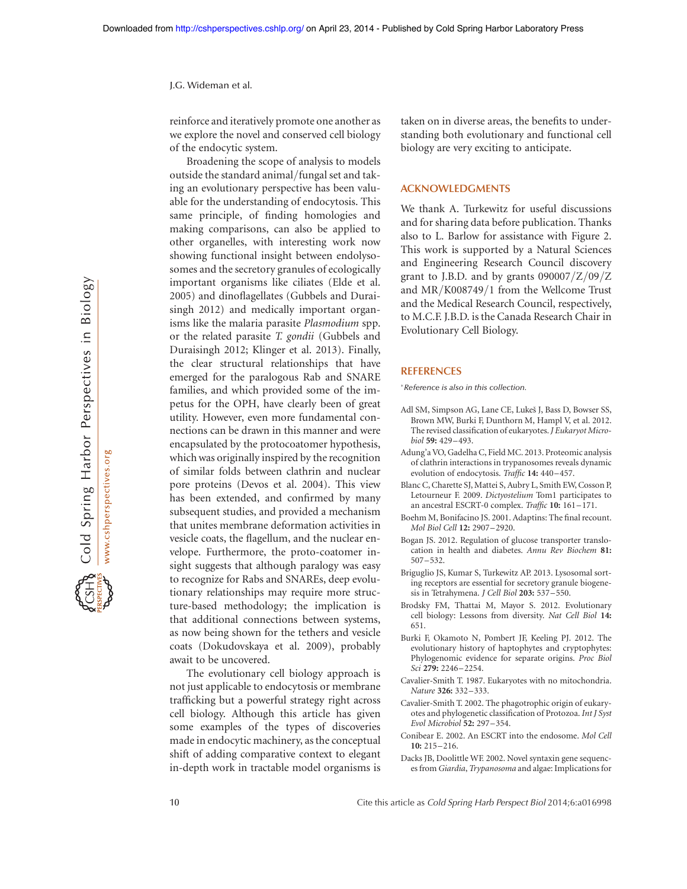reinforce and iteratively promote one another as we explore the novel and conserved cell biology of the endocytic system.

Broadening the scope of analysis to models outside the standard animal/fungal set and taking an evolutionary perspective has been valuable for the understanding of endocytosis. This same principle, of finding homologies and making comparisons, can also be applied to other organelles, with interesting work now showing functional insight between endolysosomes and the secretory granules of ecologically important organisms like ciliates (Elde et al. 2005) and dinoflagellates (Gubbels and Duraisingh 2012) and medically important organisms like the malaria parasite *Plasmodium* spp. or the related parasite *T. gondii* (Gubbels and Duraisingh 2012; Klinger et al. 2013). Finally, the clear structural relationships that have emerged for the paralogous Rab and SNARE families, and which provided some of the impetus for the OPH, have clearly been of great utility. However, even more fundamental connections can be drawn in this manner and were encapsulated by the protocoatomer hypothesis, which was originally inspired by the recognition of similar folds between clathrin and nuclear pore proteins (Devos et al. 2004). This view has been extended, and confirmed by many subsequent studies, and provided a mechanism that unites membrane deformation activities in vesicle coats, the flagellum, and the nuclear envelope. Furthermore, the proto-coatomer insight suggests that although paralogy was easy to recognize for Rabs and SNAREs, deep evolutionary relationships may require more structure-based methodology; the implication is that additional connections between systems, as now being shown for the tethers and vesicle coats (Dokudovskaya et al. 2009), probably await to be uncovered.

The evolutionary cell biology approach is not just applicable to endocytosis or membrane trafficking but a powerful strategy right across cell biology. Although this article has given some examples of the types of discoveries made in endocytic machinery, as the conceptual shift of adding comparative context to elegant in-depth work in tractable model organisms is taken on in diverse areas, the benefits to understanding both evolutionary and functional cell biology are very exciting to anticipate.

## ACKNOWLEDGMENTS

We thank A. Turkewitz for useful discussions and for sharing data before publication. Thanks also to L. Barlow for assistance with Figure 2. This work is supported by a Natural Sciences and Engineering Research Council discovery grant to J.B.D. and by grants 090007/Z/09/Z and MR/K008749/1 from the Wellcome Trust and the Medical Research Council, respectively, to M.C.F. J.B.D. is the Canada Research Chair in Evolutionary Cell Biology.

## REFERENCES

*Reference is also in this collection.

Adl SM, Simpson AG, Lane CE, Lukeš J, Bass D, Bowser SS, Brown MW, Burki F, Dunthorn M, Hampl V, et al. 2012. The revised classification of eukaryotes. *J Eukaryot Microbiol* **59:** 429–493.

Adung'a VO, Gadelha C, Field MC. 2013. Proteomic analysis of clathrin interactions in trypanosomes reveals dynamic evolution of endocytosis. *Traffic* **14:** 440–457.

Blanc C, Charette SJ, Mattei S, Aubry L, Smith EW, Cosson P, Letourneur F. 2009. *Dictyostelium* Tom1 participates to an ancestral ESCRT-0 complex. *Traffic* **10:** 161–171.

Boehm M, Bonifacino JS. 2001. Adaptins: The final recount. *Mol Biol Cell* **12:** 2907–2920.

Bogan JS. 2012. Regulation of glucose transporter translocation in health and diabetes. *Annu Rev Biochem* **81:** 507–532.

Briguglio JS, Kumar S, Turkewitz AP. 2013. Lysosomal sorting receptors are essential for secretory granule biogenesis in Tetrahymena. *J Cell Biol* **203:** 537–550.

Brodsky FM, Thattai M, Mayor S. 2012. Evolutionary cell biology: Lessons from diversity. *Nat Cell Biol* **14:** 651.

Burki F, Okamoto N, Pombert JF, Keeling PJ. 2012. The evolutionary history of haptophytes and cryptophytes: Phylogenomic evidence for separate origins. *Proc Biol Sci* **279:** 2246–2254.

Cavalier-Smith T. 1987. Eukaryotes with no mitochondria. *Nature* **326:** 332–333.

Cavalier-Smith T. 2002. The phagotrophic origin of eukaryotes and phylogenetic classification of Protozoa. *Int J Syst Evol Microbiol* **52:** 297–354.

Conibear E. 2002. An ESCRT into the endosome. *Mol Cell* **10:** 215–216.

Dacks JB, Doolittle WF. 2002. Novel syntaxin gene sequences from *Giardia*, *Trypanosoma* and algae: Implications for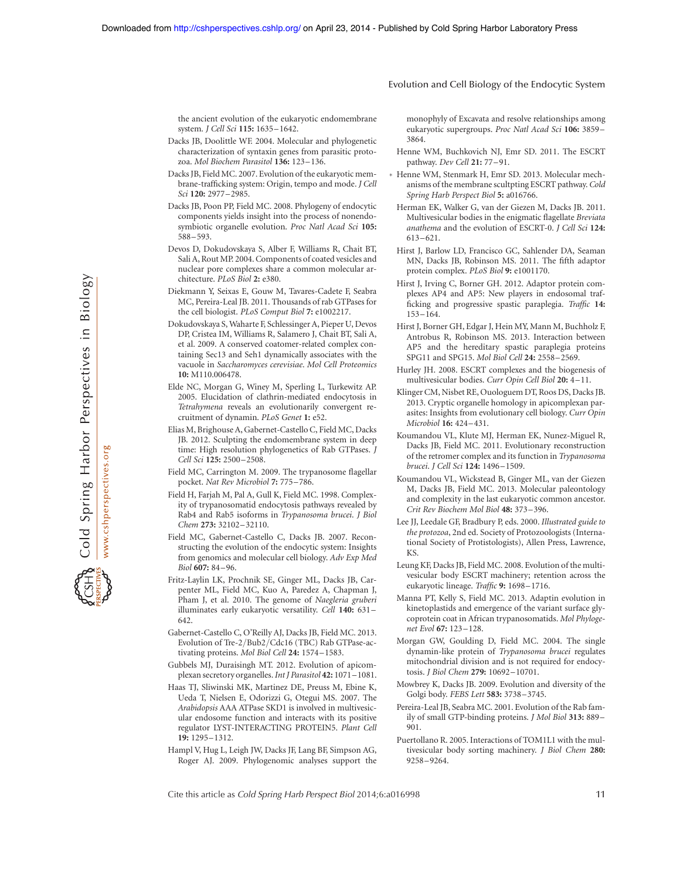the ancient evolution of the eukaryotic endomembrane system. *J Cell Sci* **115:** 1635–1642.

Dacks JB, Doolittle WF. 2004. Molecular and phylogenetic characterization of syntaxin genes from parasitic protozoa. *Mol Biochem Parasitol* **136:** 123–136.

Dacks JB, Field MC. 2007. Evolution of the eukaryotic membrane-trafficking system: Origin, tempo and mode. *J Cell Sci* **120:** 2977–2985.

Dacks JB, Poon PP, Field MC. 2008. Phylogeny of endocytic components yields insight into the process of nonendosymbiotic organelle evolution. *Proc Natl Acad Sci* **105:** 588–593.

Devos D, Dokudovskaya S, Alber F, Williams R, Chait BT, Sali A, Rout MP. 2004. Components of coated vesicles and nuclear pore complexes share a common molecular architecture. *PLoS Biol* **2:** e380.

Diekmann Y, Seixas E, Gouw M, Tavares-Cadete F, Seabra MC, Pereira-Leal JB. 2011. Thousands of rab GTPases for the cell biologist. *PLoS Comput Biol* **7:** e1002217.

Dokudovskaya S, Waharte F, Schlessinger A, Pieper U, Devos DP, Cristea IM, Williams R, Salamero J, Chait BT, Sali A, et al. 2009. A conserved coatomer-related complex containing Sec13 and Seh1 dynamically associates with the vacuole in *Saccharomyces cerevisiae*. *Mol Cell Proteomics* **10:** M110.006478.

Elde NC, Morgan G, Winey M, Sperling L, Turkewitz AP. 2005. Elucidation of clathrin-mediated endocytosis in *Tetrahymena* reveals an evolutionarily convergent recruitment of dynamin. *PLoS Genet* **1:** e52.

Elias M, Brighouse A, Gabernet-Castello C, Field MC, Dacks JB. 2012. Sculpting the endomembrane system in deep time: High resolution phylogenetics of Rab GTPases. *J Cell Sci* **125:** 2500–2508.

Field MC, Carrington M. 2009. The trypanosome flagellar pocket. *Nat Rev Microbiol* **7:** 775–786.

Field H, Farjah M, Pal A, Gull K, Field MC. 1998. Complexity of trypanosomatid endocytosis pathways revealed by Rab4 and Rab5 isoforms in *Trypanosoma brucei*. *J Biol Chem* **273:** 32102–32110.

Field MC, Gabernet-Castello C, Dacks JB. 2007. Reconstructing the evolution of the endocytic system: Insights from genomics and molecular cell biology. *Adv Exp Med Biol* **607:** 84–96.

Fritz-Laylin LK, Prochnik SE, Ginger ML, Dacks JB, Carpenter ML, Field MC, Kuo A, Paredez A, Chapman J, Pham J, et al. 2010. The genome of *Naegleria gruberi* illuminates early eukaryotic versatility. *Cell* **140:** 631–642.

Gabernet-Castello C, O'Reilly AJ, Dacks JB, Field MC. 2013. Evolution of Tre-2/Bub2/Cdc16 (TBC) Rab GTPase-activating proteins. *Mol Biol Cell* **24:** 1574–1583.

Gubbels MJ, Duraisingh MT. 2012. Evolution of apicomplexan secretory organelles. *Int J Parasitol* **42:** 1071–1081.

Haas TJ, Sliwinski MK, Martinez DE, Preuss M, Ebine K, Ueda T, Nielsen E, Odorizzi G, Otegui MS. 2007. The *Arabidopsis* AAA ATPase SKD1 is involved in multivesicular endosome function and interacts with its positive regulator LYST-INTERACTING PROTEIN5. *Plant Cell* **19:** 1295–1312.

Hampl V, Hug L, Leigh JW, Dacks JF, Lang BF, Simpson AG, Roger AJ. 2009. Phylogenomic analyses support the monophyly of Excavata and resolve relationships among eukaryotic supergroups. *Proc Natl Acad Sci* **106:** 3859–3864.

Henne WM, Buchkovich NJ, Emr SD. 2011. The ESCRT pathway. *Dev Cell* **21:** 77–91.

* Henne WM, Stenmark H, Emr SD. 2013. Molecular mechanisms of the membrane sculpting ESCRT pathway. *Cold Spring Harb Perspect Biol* **5:** a016766.

Herman EK, Walker G, van der Giezen M, Dacks JB. 2011. Multivesicular bodies in the enigmatic flagellate *Breviata anathema* and the evolution of ESCRT-0. *J Cell Sci* **124:** 613–621.

Hirst J, Barlow LD, Francisco GC, Sahlender DA, Seaman MN, Dacks JB, Robinson MS. 2011. The fifth adaptor protein complex. *PLoS Biol* **9:** e1001170.

Hirst J, Irving C, Borner GH. 2012. Adaptor protein complexes AP4 and AP5: New players in endosomal trafficking and progressive spastic paraplegia. *Traffic* **14:** 153–164.

Hirst J, Borner GH, Edgar J, Hein MY, Mann M, Buchholz F, Antrobus R, Robinson MS. 2013. Interaction between AP5 and the hereditary spastic paraplegia proteins SPG11 and SPG15. *Mol Biol Cell* **24:** 2558–2569.

Hurley JH. 2008. ESCRT complexes and the biogenesis of multivesicular bodies. *Curr Opin Cell Biol* **20:** 4–11.

Klinger CM, Nisbet RE, Ouologuem DT, Roos DS, Dacks JB. 2013. Cryptic organelle homology in apicomplexan parasites: Insights from evolutionary cell biology. *Curr Opin Microbiol* **16:** 424–431.

Koumandou VL, Klute MJ, Herman EK, Nunez-Miguel R, Dacks JB, Field MC. 2011. Evolutionary reconstruction of the retromer complex and its function in *Trypanosoma brucei*. *J Cell Sci* **124:** 1496–1509.

Koumandou VL, Wickstead B, Ginger ML, van der Giezen M, Dacks JB, Field MC. 2013. Molecular paleontology and complexity in the last eukaryotic common ancestor. *Crit Rev Biochem Mol Biol* **48:** 373–396.

Lee JJ, Leedale GF, Bradbury P, eds. 2000. *Illustrated guide to the protozoa*, 2nd ed. Society of Protozoologists (International Society of Protistologists), Allen Press, Lawrence, KS.

Leung KF, Dacks JB, Field MC. 2008. Evolution of the multivesicular body ESCRT machinery; retention across the eukaryotic lineage. *Traffic* **9:** 1698–1716.

Manna PT, Kelly S, Field MC. 2013. Adaptin evolution in kinetoplastids and emergence of the variant surface glycoprotein coat in African trypanosomatids. *Mol Phylogenet Evol* **67:** 123–128.

Morgan GW, Goulding D, Field MC. 2004. The single dynamin-like protein of *Trypanosoma brucei* regulates mitochondrial division and is not required for endocytosis. *J Biol Chem* **279:** 10692–10701.

Mowbrey K, Dacks JB. 2009. Evolution and diversity of the Golgi body. *FEBS Lett* **583:** 3738–3745.

Pereira-Leal JB, Seabra MC. 2001. Evolution of the Rab family of small GTP-binding proteins. *J Mol Biol* **313:** 889–901.

Puertollano R. 2005. Interactions of TOM1L1 with the multivesicular body sorting machinery. *J Biol Chem* **280:** 9258–9264.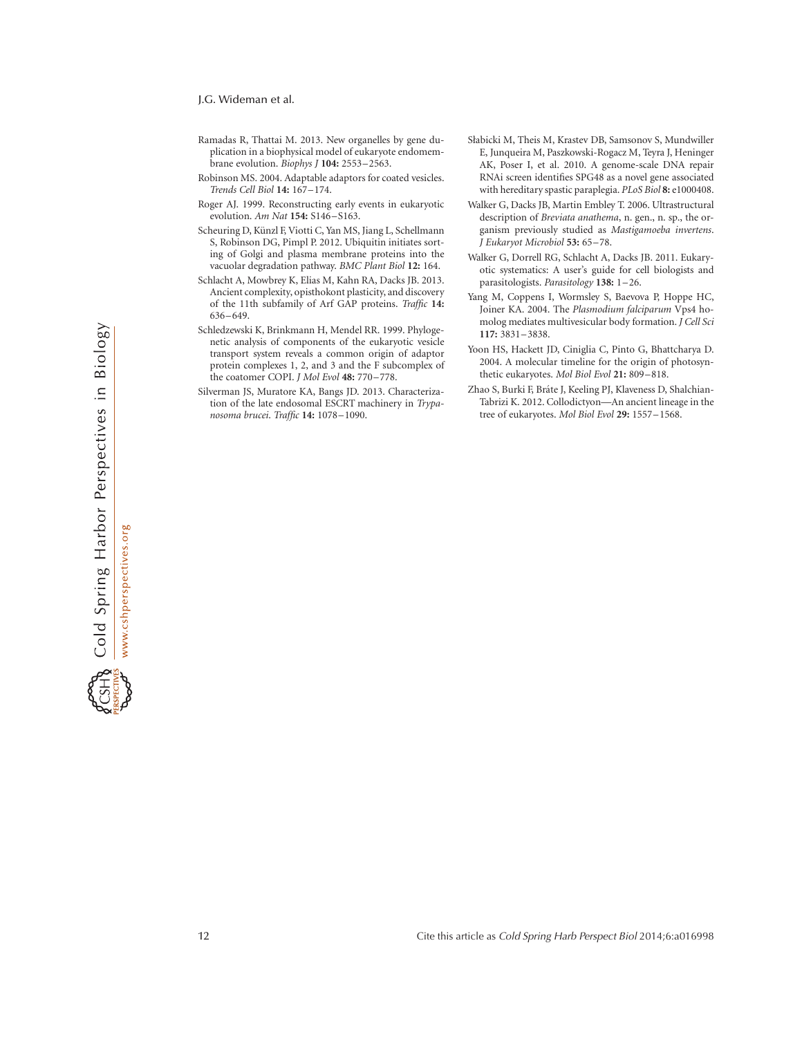Ramadas R, Thattai M. 2013. New organelles by gene duplication in a biophysical model of eukaryote endomembrane evolution. *Biophys J* **104:** 2553–2563.

Robinson MS. 2004. Adaptable adaptors for coated vesicles. *Trends Cell Biol* **14:** 167–174.

Roger AJ. 1999. Reconstructing early events in eukaryotic evolution. *Am Nat* **154:** S146–S163.

Scheuring D, Künzl F, Viotti C, Yan MS, Jiang L, Schellmann S, Robinson DG, Pimpl P. 2012. Ubiquitin initiates sorting of Golgi and plasma membrane proteins into the vacuolar degradation pathway. *BMC Plant Biol* **12:** 164.

Schlacht A, Mowbrey K, Elias M, Kahn RA, Dacks JB. 2013. Ancient complexity, opisthokont plasticity, and discovery of the 11th subfamily of Arf GAP proteins. *Traffic* **14:** 636–649.

Schledzewski K, Brinkmann H, Mendel RR. 1999. Phylogenetic analysis of components of the eukaryotic vesicle transport system reveals a common origin of adaptor protein complexes 1, 2, and 3 and the F subcomplex of the coatomer COPI. *J Mol Evol* **48:** 770–778.

Silverman JS, Muratore KA, Bangs JD. 2013. Characterization of the late endosomal ESCRT machinery in *Trypanosoma brucei*. *Traffic* **14:** 1078–1090.

Słabicki M, Theis M, Krastev DB, Samsonov S, Mundwiller E, Junqueira M, Paszkowski-Rogacz M, Teyra J, Heninger AK, Poser I, et al. 2010. A genome-scale DNA repair RNAi screen identifies SPG48 as a novel gene associated with hereditary spastic paraplegia. *PLoS Biol* **8:** e1000408.

Walker G, Dacks JB, Martin Embley T. 2006. Ultrastructural description of *Breviata anathema*, n. gen., n. sp., the organism previously studied as *Mastigamoeba invertens*. *J Eukaryot Microbiol* **53:** 65–78.

Walker G, Dorrell RG, Schlacht A, Dacks JB. 2011. Eukaryotic systematics: A user's guide for cell biologists and parasitologists. *Parasitology* **138:** 1–26.

Yang M, Coppens I, Wormsley S, Baevova P, Hoppe HC, Joiner KA. 2004. The *Plasmodium falciparum* Vps4 homolog mediates multivesicular body formation. *J Cell Sci* **117:** 3831–3838.

Yoon HS, Hackett JD, Ciniglia C, Pinto G, Bhattcharya D. 2004. A molecular timeline for the origin of photosynthetic eukaryotes. *Mol Biol Evol* **21:** 809–818.

Zhao S, Burki F, Bráte J, Keeling PJ, Klaveness D, Shalchian-Tabrizi K. 2012. Collodictyon—An ancient lineage in the tree of eukaryotes. *Mol Biol Evol* **29:** 1557–1568.